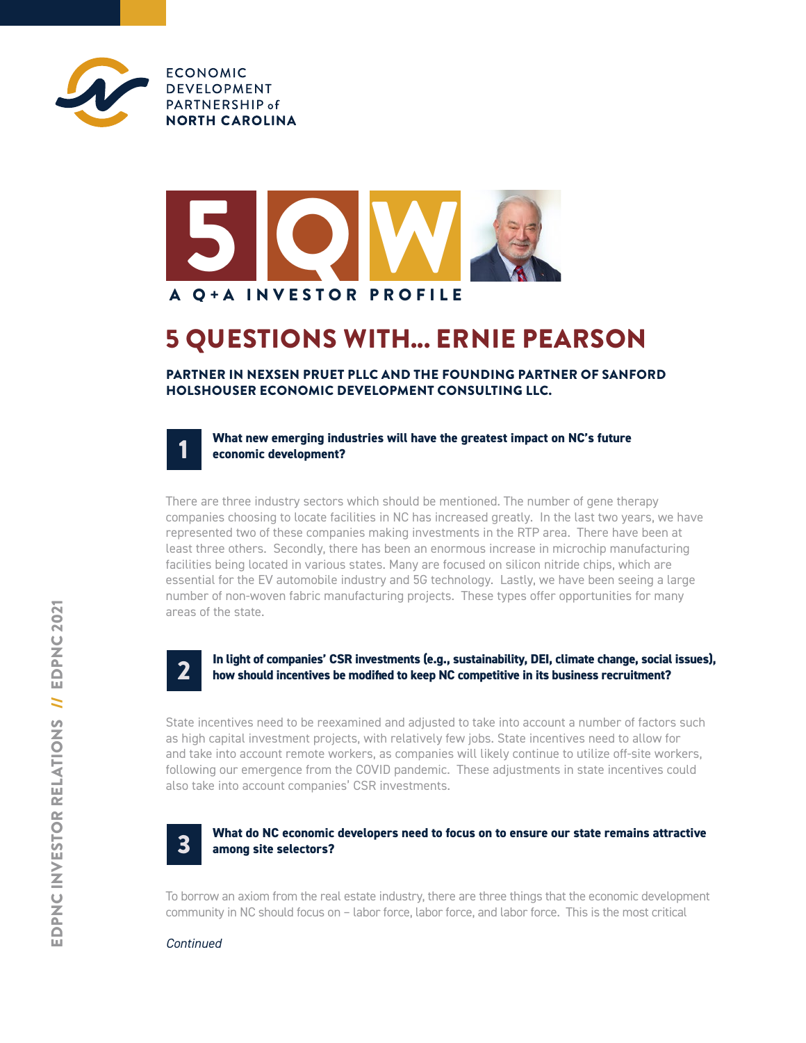ECONOMIC DEVELOPMENT PARTNERSHIP of NORTH CAROLINA

5QW

A Q+A INVESTOR PROFILE

# 5 QUESTIONS WITH... ERNIE PEARSON

**PARTNER IN NEXSEN PRUET PLLC AND THE FOUNDING PARTNER OF SANFORD HOLSHOUSER ECONOMIC DEVELOPMENT CONSULTING LLC.**

## 1 What new emerging industries will have the greatest impact on NC's future economic development?

There are three industry sectors which should be mentioned. The number of gene therapy companies choosing to locate facilities in NC has increased greatly. In the last two years, we have represented two of these companies making investments in the RTP area. There have been at least three others. Secondly, there has been an enormous increase in microchip manufacturing facilities being located in various states. Many are focused on silicon nitride chips, which are essential for the EV automobile industry and 5G technology. Lastly, we have been seeing a large number of non-woven fabric manufacturing projects. These types offer opportunities for many areas of the state.

## 2 In light of companies' CSR investments (e.g., sustainability, DEI, climate change, social issues), how should incentives be modified to keep NC competitive in its business recruitment?

State incentives need to be reexamined and adjusted to take into account a number of factors such as high capital investment projects, with relatively few jobs. State incentives need to allow for and take into account remote workers, as companies will likely continue to utilize off-site workers, following our emergence from the COVID pandemic. These adjustments in state incentives could also take into account companies' CSR investments.

## 3 What do NC economic developers need to focus on to ensure our state remains attractive among site selectors?

To borrow an axiom from the real estate industry, there are three things that the economic development community in NC should focus on – labor force, labor force, and labor force. This is the most critical

*Continued*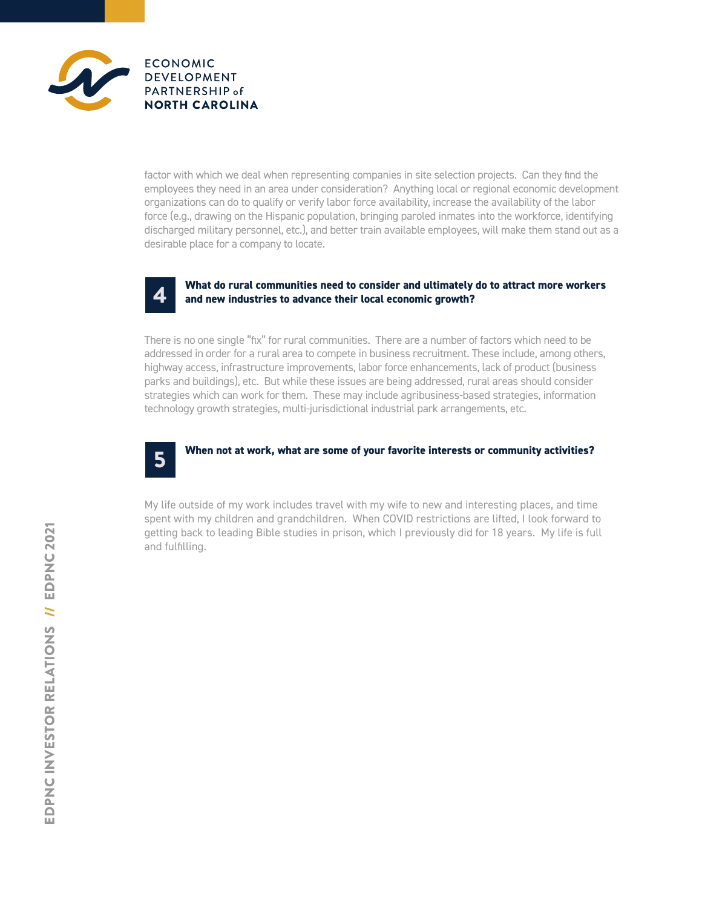factor with which we deal when representing companies in site selection projects. Can they find the employees they need in an area under consideration? Anything local or regional economic development organizations can do to qualify or verify labor force availability, increase the availability of the labor force (e.g., drawing on the Hispanic population, bringing paroled inmates into the workforce, identifying discharged military personnel, etc.), and better train available employees, will make them stand out as a desirable place for a company to locate.

## 4 What do rural communities need to consider and ultimately do to attract more workers and new industries to advance their local economic growth?

There is no one single "fix" for rural communities. There are a number of factors which need to be addressed in order for a rural area to compete in business recruitment. These include, among others, highway access, infrastructure improvements, labor force enhancements, lack of product (business parks and buildings), etc. But while these issues are being addressed, rural areas should consider strategies which can work for them. These may include agribusiness-based strategies, information technology growth strategies, multi-jurisdictional industrial park arrangements, etc.

## 5 When not at work, what are some of your favorite interests or community activities?

My life outside of my work includes travel with my wife to new and interesting places, and time spent with my children and grandchildren. When COVID restrictions are lifted, I look forward to getting back to leading Bible studies in prison, which I previously did for 18 years. My life is full and fulfilling.